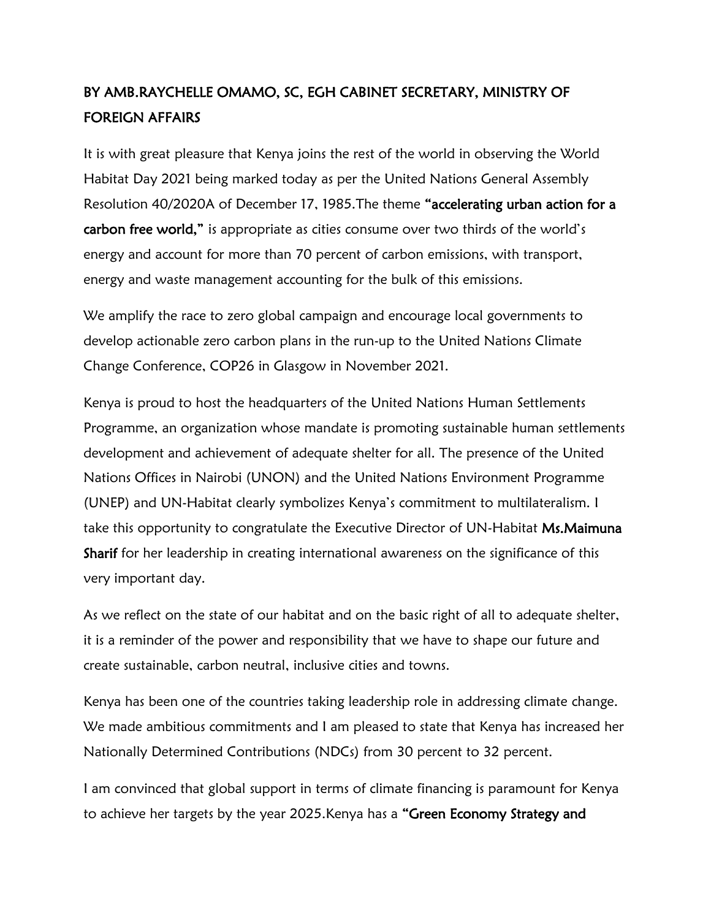**BY AMB.RAYCHELLE OMAMO, SC, EGH CABINET SECRETARY, MINISTRY OF FOREIGN AFFAIRS**

It is with great pleasure that Kenya joins the rest of the world in observing the World Habitat Day 2021 being marked today as per the United Nations General Assembly Resolution 40/2020A of December 17, 1985.The theme **"accelerating urban action for a carbon free world,"** is appropriate as cities consume over two thirds of the world's energy and account for more than 70 percent of carbon emissions, with transport, energy and waste management accounting for the bulk of this emissions.

We amplify the race to zero global campaign and encourage local governments to develop actionable zero carbon plans in the run-up to the United Nations Climate Change Conference, COP26 in Glasgow in November 2021.

Kenya is proud to host the headquarters of the United Nations Human Settlements Programme, an organization whose mandate is promoting sustainable human settlements development and achievement of adequate shelter for all. The presence of the United Nations Offices in Nairobi (UNON) and the United Nations Environment Programme (UNEP) and UN-Habitat clearly symbolizes Kenya's commitment to multilateralism. I take this opportunity to congratulate the Executive Director of UN-Habitat **Ms.Maimuna Sharif** for her leadership in creating international awareness on the significance of this very important day.

As we reflect on the state of our habitat and on the basic right of all to adequate shelter, it is a reminder of the power and responsibility that we have to shape our future and create sustainable, carbon neutral, inclusive cities and towns.

Kenya has been one of the countries taking leadership role in addressing climate change. We made ambitious commitments and I am pleased to state that Kenya has increased her Nationally Determined Contributions (NDCs) from 30 percent to 32 percent.

I am convinced that global support in terms of climate financing is paramount for Kenya to achieve her targets by the year 2025.Kenya has a **"Green Economy Strategy and**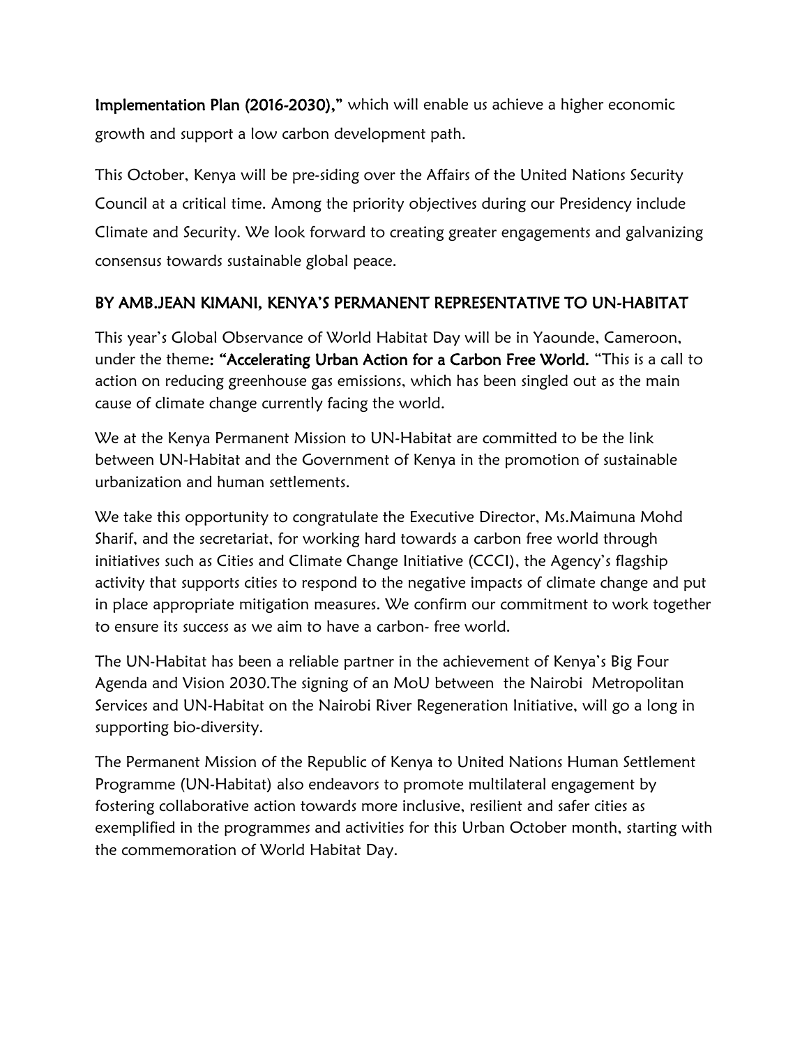**Implementation Plan (2016-2030),"** which will enable us achieve a higher economic growth and support a low carbon development path.

This October, Kenya will be pre-siding over the Affairs of the United Nations Security Council at a critical time. Among the priority objectives during our Presidency include Climate and Security. We look forward to creating greater engagements and galvanizing consensus towards sustainable global peace.

## BY AMB.JEAN KIMANI, KENYA'S PERMANENT REPRESENTATIVE TO UN-HABITAT

This year's Global Observance of World Habitat Day will be in Yaounde, Cameroon, under the theme**: "Accelerating Urban Action for a Carbon Free World.** "This is a call to action on reducing greenhouse gas emissions, which has been singled out as the main cause of climate change currently facing the world.

We at the Kenya Permanent Mission to UN-Habitat are committed to be the link between UN-Habitat and the Government of Kenya in the promotion of sustainable urbanization and human settlements.

We take this opportunity to congratulate the Executive Director, Ms.Maimuna Mohd Sharif, and the secretariat, for working hard towards a carbon free world through initiatives such as Cities and Climate Change Initiative (CCCI), the Agency's flagship activity that supports cities to respond to the negative impacts of climate change and put in place appropriate mitigation measures. We confirm our commitment to work together to ensure its success as we aim to have a carbon- free world.

The UN-Habitat has been a reliable partner in the achievement of Kenya's Big Four Agenda and Vision 2030.The signing of an MoU between the Nairobi Metropolitan Services and UN-Habitat on the Nairobi River Regeneration Initiative, will go a long in supporting bio-diversity.

The Permanent Mission of the Republic of Kenya to United Nations Human Settlement Programme (UN-Habitat) also endeavors to promote multilateral engagement by fostering collaborative action towards more inclusive, resilient and safer cities as exemplified in the programmes and activities for this Urban October month, starting with the commemoration of World Habitat Day.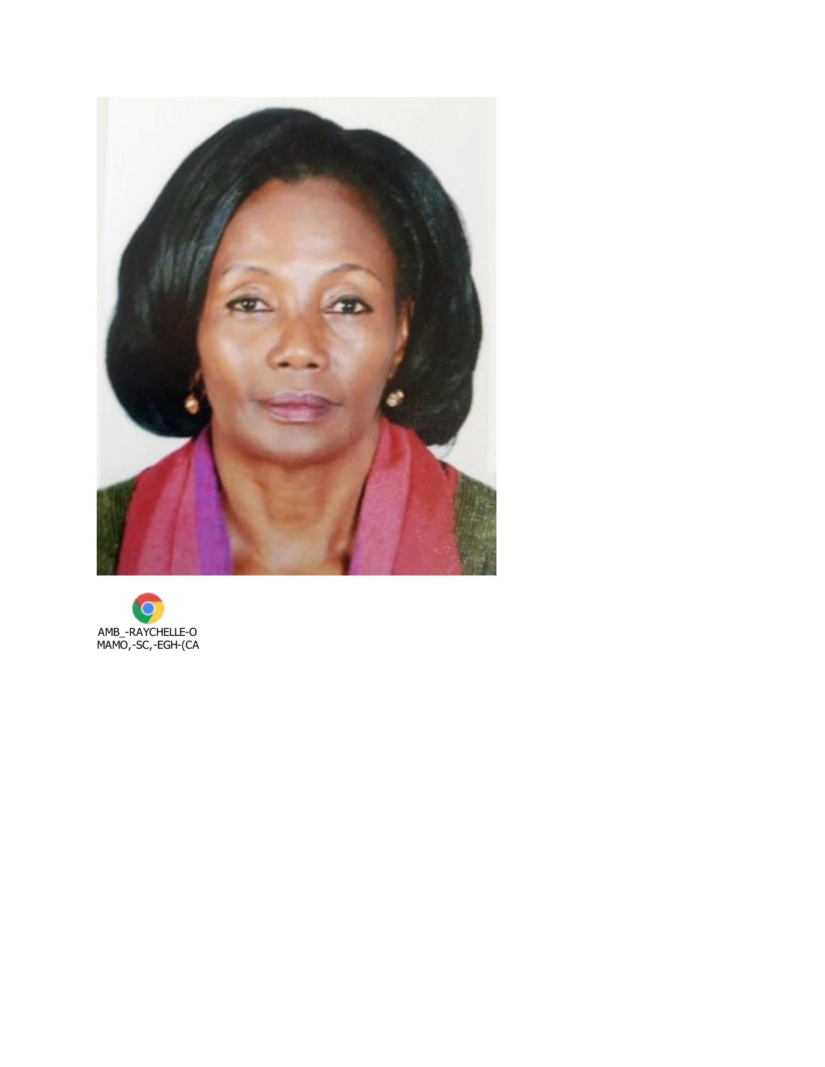AMB_-RAYCHELLE-O
MAMO,-SC,-EGH-(CA